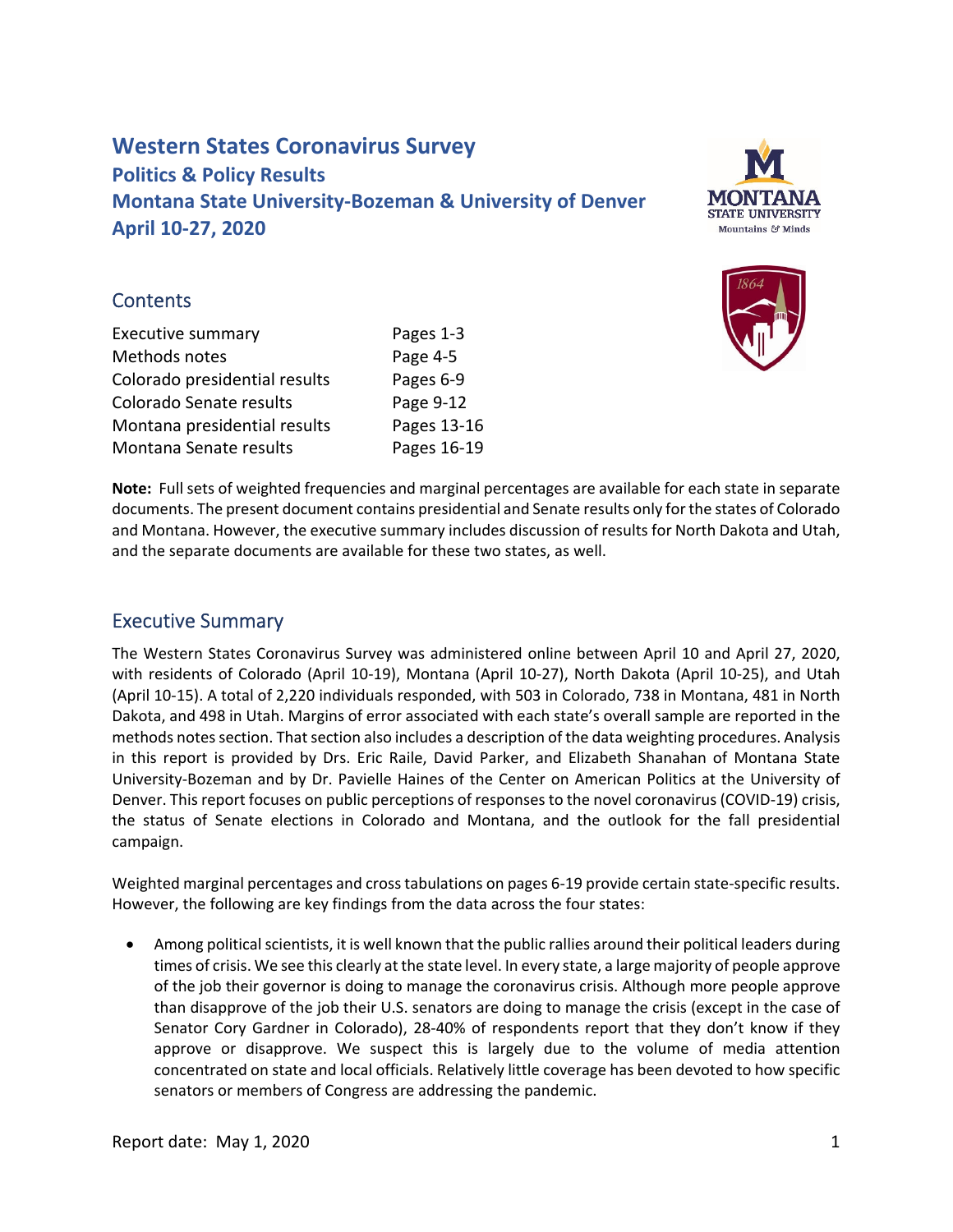# Western States Coronavirus Survey

## Politics & Policy Results

## Montana State University-Bozeman & University of Denver

## April 10-27, 2020

## Contents

| | |
|---|---|
| Executive summary | Pages 1-3 |
| Methods notes | Page 4-5 |
| Colorado presidential results | Pages 6-9 |
| Colorado Senate results | Page 9-12 |
| Montana presidential results | Pages 13-16 |
| Montana Senate results | Pages 16-19 |

**Note:** Full sets of weighted frequencies and marginal percentages are available for each state in separate documents. The present document contains presidential and Senate results only for the states of Colorado and Montana. However, the executive summary includes discussion of results for North Dakota and Utah, and the separate documents are available for these two states, as well.

## Executive Summary

The Western States Coronavirus Survey was administered online between April 10 and April 27, 2020, with residents of Colorado (April 10-19), Montana (April 10-27), North Dakota (April 10-25), and Utah (April 10-15). A total of 2,220 individuals responded, with 503 in Colorado, 738 in Montana, 481 in North Dakota, and 498 in Utah. Margins of error associated with each state's overall sample are reported in the methods notes section. That section also includes a description of the data weighting procedures. Analysis in this report is provided by Drs. Eric Raile, David Parker, and Elizabeth Shanahan of Montana State University-Bozeman and by Dr. Pavielle Haines of the Center on American Politics at the University of Denver. This report focuses on public perceptions of responses to the novel coronavirus (COVID-19) crisis, the status of Senate elections in Colorado and Montana, and the outlook for the fall presidential campaign.

Weighted marginal percentages and cross tabulations on pages 6-19 provide certain state-specific results. However, the following are key findings from the data across the four states:

- Among political scientists, it is well known that the public rallies around their political leaders during times of crisis. We see this clearly at the state level. In every state, a large majority of people approve of the job their governor is doing to manage the coronavirus crisis. Although more people approve than disapprove of the job their U.S. senators are doing to manage the crisis (except in the case of Senator Cory Gardner in Colorado), 28-40% of respondents report that they don't know if they approve or disapprove. We suspect this is largely due to the volume of media attention concentrated on state and local officials. Relatively little coverage has been devoted to how specific senators or members of Congress are addressing the pandemic.

Report date: May 1, 2020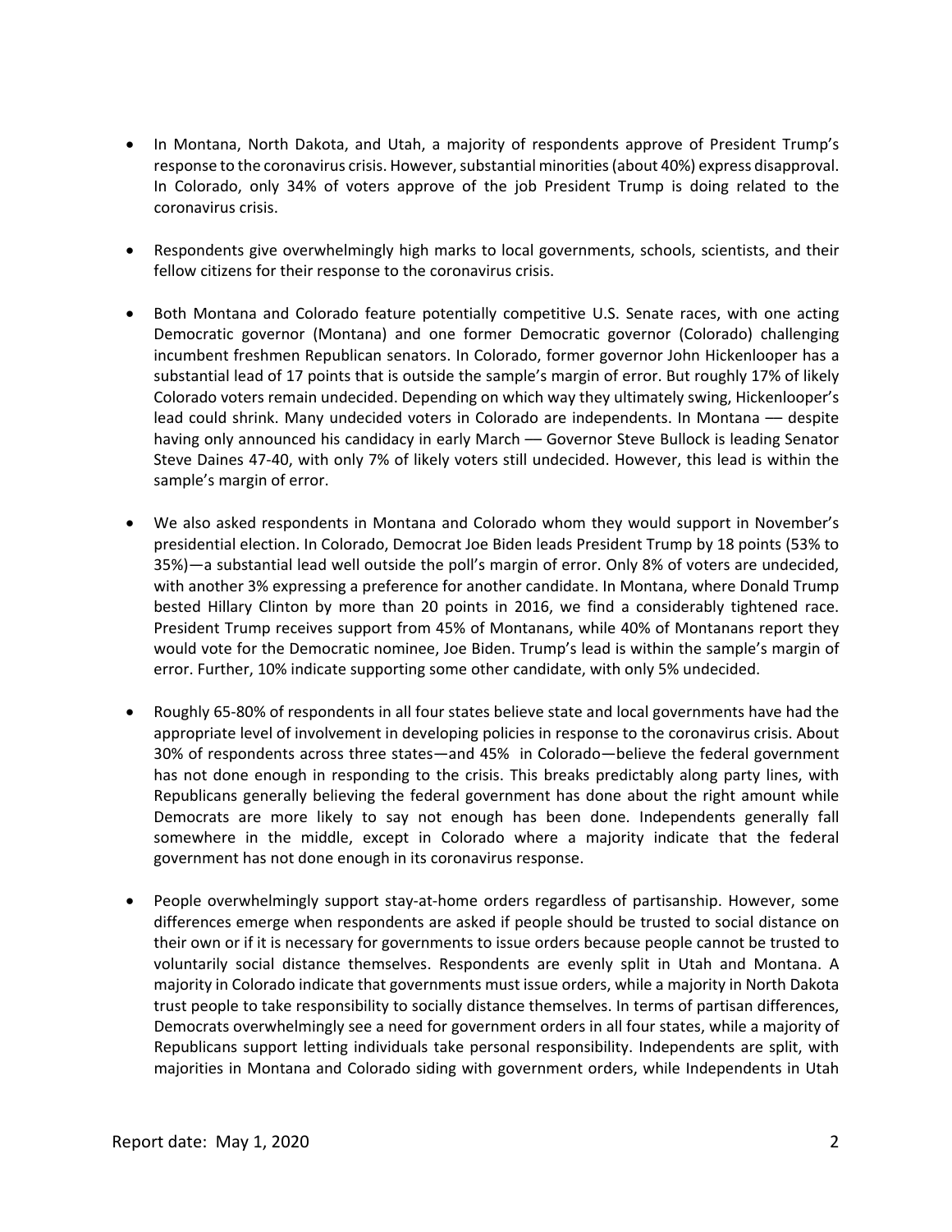- In Montana, North Dakota, and Utah, a majority of respondents approve of President Trump's response to the coronavirus crisis. However, substantial minorities (about 40%) express disapproval. In Colorado, only 34% of voters approve of the job President Trump is doing related to the coronavirus crisis.

- Respondents give overwhelmingly high marks to local governments, schools, scientists, and their fellow citizens for their response to the coronavirus crisis.

- Both Montana and Colorado feature potentially competitive U.S. Senate races, with one acting Democratic governor (Montana) and one former Democratic governor (Colorado) challenging incumbent freshmen Republican senators. In Colorado, former governor John Hickenlooper has a substantial lead of 17 points that is outside the sample's margin of error. But roughly 17% of likely Colorado voters remain undecided. Depending on which way they ultimately swing, Hickenlooper's lead could shrink. Many undecided voters in Colorado are independents. In Montana — despite having only announced his candidacy in early March — Governor Steve Bullock is leading Senator Steve Daines 47-40, with only 7% of likely voters still undecided. However, this lead is within the sample's margin of error.

- We also asked respondents in Montana and Colorado whom they would support in November's presidential election. In Colorado, Democrat Joe Biden leads President Trump by 18 points (53% to 35%)—a substantial lead well outside the poll's margin of error. Only 8% of voters are undecided, with another 3% expressing a preference for another candidate. In Montana, where Donald Trump bested Hillary Clinton by more than 20 points in 2016, we find a considerably tightened race. President Trump receives support from 45% of Montanans, while 40% of Montanans report they would vote for the Democratic nominee, Joe Biden. Trump's lead is within the sample's margin of error. Further, 10% indicate supporting some other candidate, with only 5% undecided.

- Roughly 65-80% of respondents in all four states believe state and local governments have had the appropriate level of involvement in developing policies in response to the coronavirus crisis. About 30% of respondents across three states—and 45% in Colorado—believe the federal government has not done enough in responding to the crisis. This breaks predictably along party lines, with Republicans generally believing the federal government has done about the right amount while Democrats are more likely to say not enough has been done. Independents generally fall somewhere in the middle, except in Colorado where a majority indicate that the federal government has not done enough in its coronavirus response.

- People overwhelmingly support stay-at-home orders regardless of partisanship. However, some differences emerge when respondents are asked if people should be trusted to social distance on their own or if it is necessary for governments to issue orders because people cannot be trusted to voluntarily social distance themselves. Respondents are evenly split in Utah and Montana. A majority in Colorado indicate that governments must issue orders, while a majority in North Dakota trust people to take responsibility to socially distance themselves. In terms of partisan differences, Democrats overwhelmingly see a need for government orders in all four states, while a majority of Republicans support letting individuals take personal responsibility. Independents are split, with majorities in Montana and Colorado siding with government orders, while Independents in Utah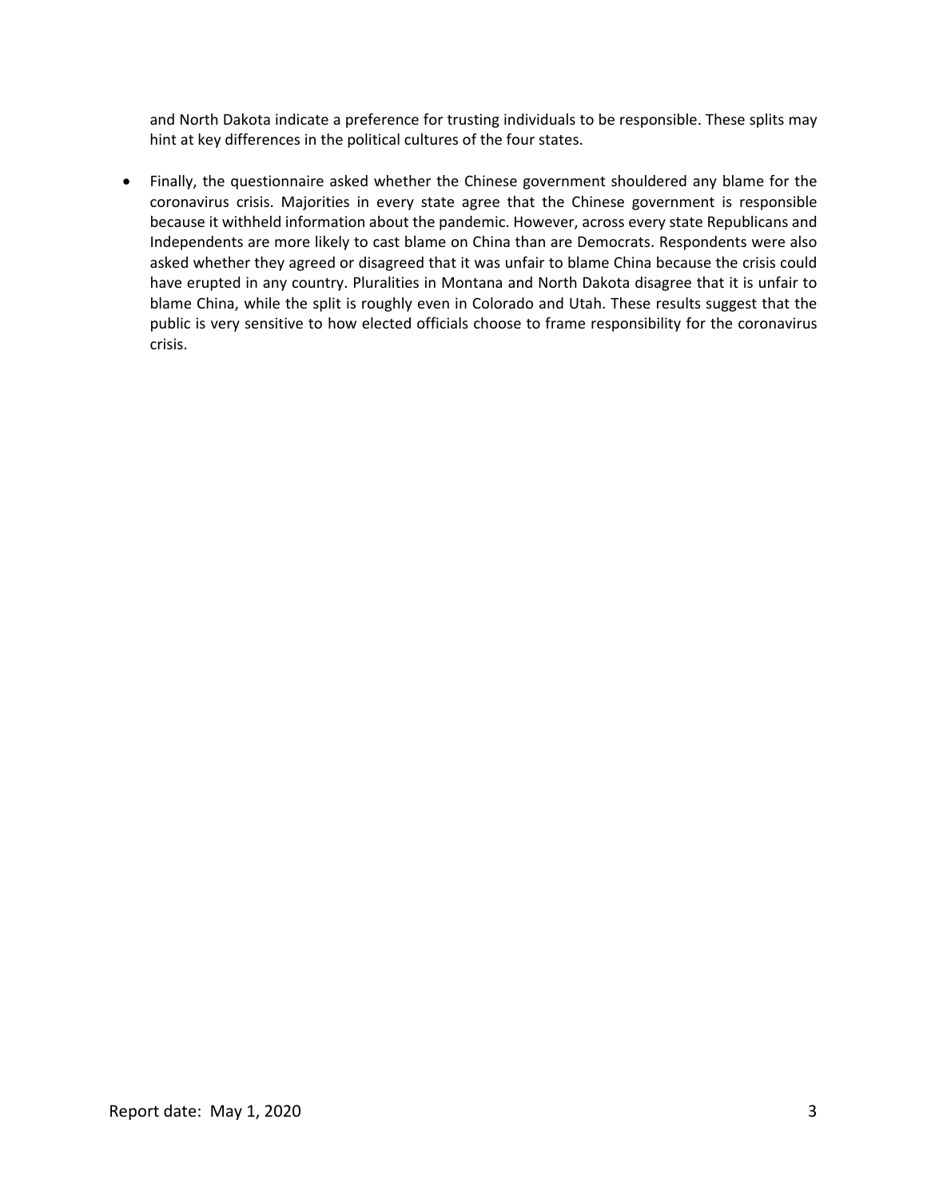and North Dakota indicate a preference for trusting individuals to be responsible. These splits may hint at key differences in the political cultures of the four states.

- Finally, the questionnaire asked whether the Chinese government shouldered any blame for the coronavirus crisis. Majorities in every state agree that the Chinese government is responsible because it withheld information about the pandemic. However, across every state Republicans and Independents are more likely to cast blame on China than are Democrats. Respondents were also asked whether they agreed or disagreed that it was unfair to blame China because the crisis could have erupted in any country. Pluralities in Montana and North Dakota disagree that it is unfair to blame China, while the split is roughly even in Colorado and Utah. These results suggest that the public is very sensitive to how elected officials choose to frame responsibility for the coronavirus crisis.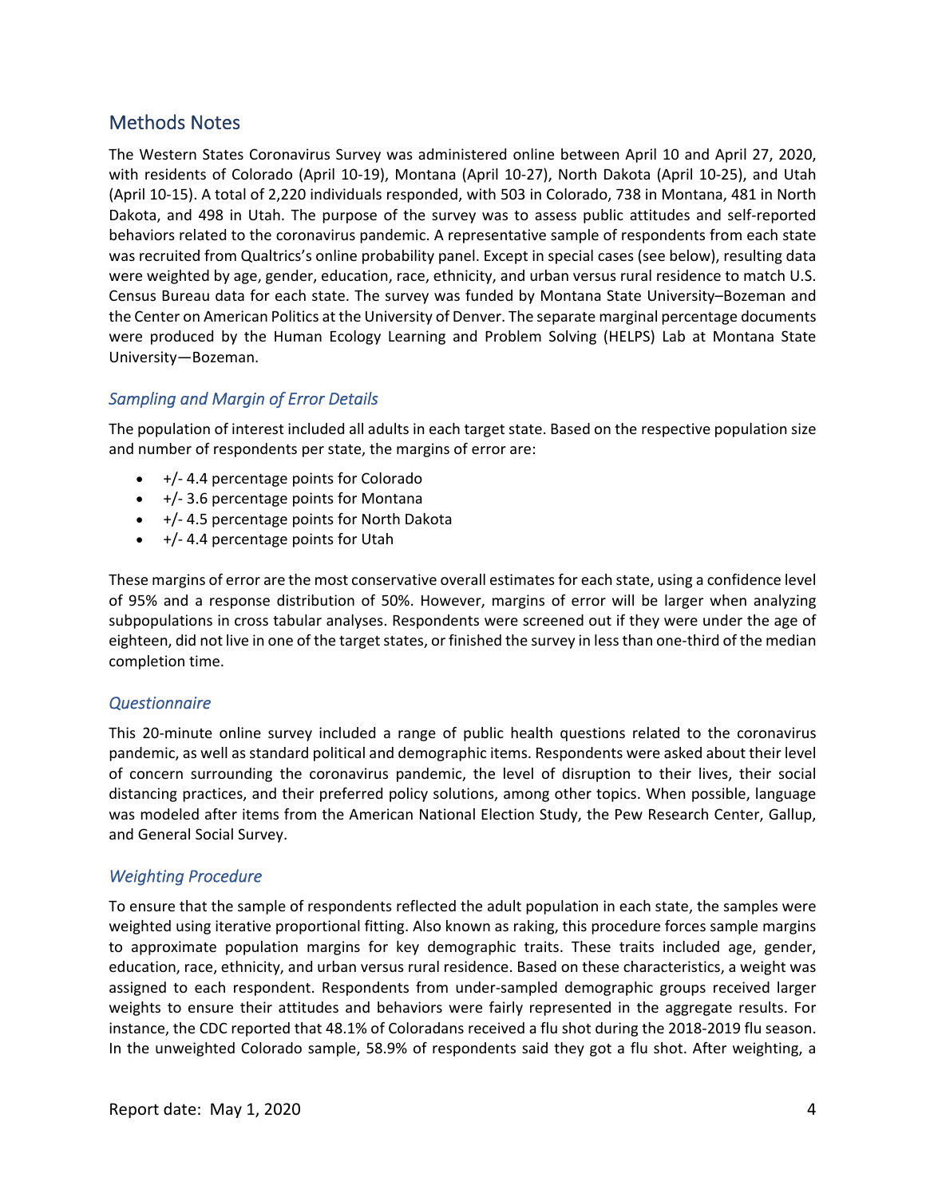## Methods Notes

The Western States Coronavirus Survey was administered online between April 10 and April 27, 2020, with residents of Colorado (April 10-19), Montana (April 10-27), North Dakota (April 10-25), and Utah (April 10-15). A total of 2,220 individuals responded, with 503 in Colorado, 738 in Montana, 481 in North Dakota, and 498 in Utah. The purpose of the survey was to assess public attitudes and self-reported behaviors related to the coronavirus pandemic. A representative sample of respondents from each state was recruited from Qualtrics's online probability panel. Except in special cases (see below), resulting data were weighted by age, gender, education, race, ethnicity, and urban versus rural residence to match U.S. Census Bureau data for each state. The survey was funded by Montana State University–Bozeman and the Center on American Politics at the University of Denver. The separate marginal percentage documents were produced by the Human Ecology Learning and Problem Solving (HELPS) Lab at Montana State University—Bozeman.

### *Sampling and Margin of Error Details*

The population of interest included all adults in each target state. Based on the respective population size and number of respondents per state, the margins of error are:

- +/- 4.4 percentage points for Colorado
- +/- 3.6 percentage points for Montana
- +/- 4.5 percentage points for North Dakota
- +/- 4.4 percentage points for Utah

These margins of error are the most conservative overall estimates for each state, using a confidence level of 95% and a response distribution of 50%. However, margins of error will be larger when analyzing subpopulations in cross tabular analyses. Respondents were screened out if they were under the age of eighteen, did not live in one of the target states, or finished the survey in less than one-third of the median completion time.

### *Questionnaire*

This 20-minute online survey included a range of public health questions related to the coronavirus pandemic, as well as standard political and demographic items. Respondents were asked about their level of concern surrounding the coronavirus pandemic, the level of disruption to their lives, their social distancing practices, and their preferred policy solutions, among other topics. When possible, language was modeled after items from the American National Election Study, the Pew Research Center, Gallup, and General Social Survey.

### *Weighting Procedure*

To ensure that the sample of respondents reflected the adult population in each state, the samples were weighted using iterative proportional fitting. Also known as raking, this procedure forces sample margins to approximate population margins for key demographic traits. These traits included age, gender, education, race, ethnicity, and urban versus rural residence. Based on these characteristics, a weight was assigned to each respondent. Respondents from under-sampled demographic groups received larger weights to ensure their attitudes and behaviors were fairly represented in the aggregate results. For instance, the CDC reported that 48.1% of Coloradans received a flu shot during the 2018-2019 flu season. In the unweighted Colorado sample, 58.9% of respondents said they got a flu shot. After weighting, a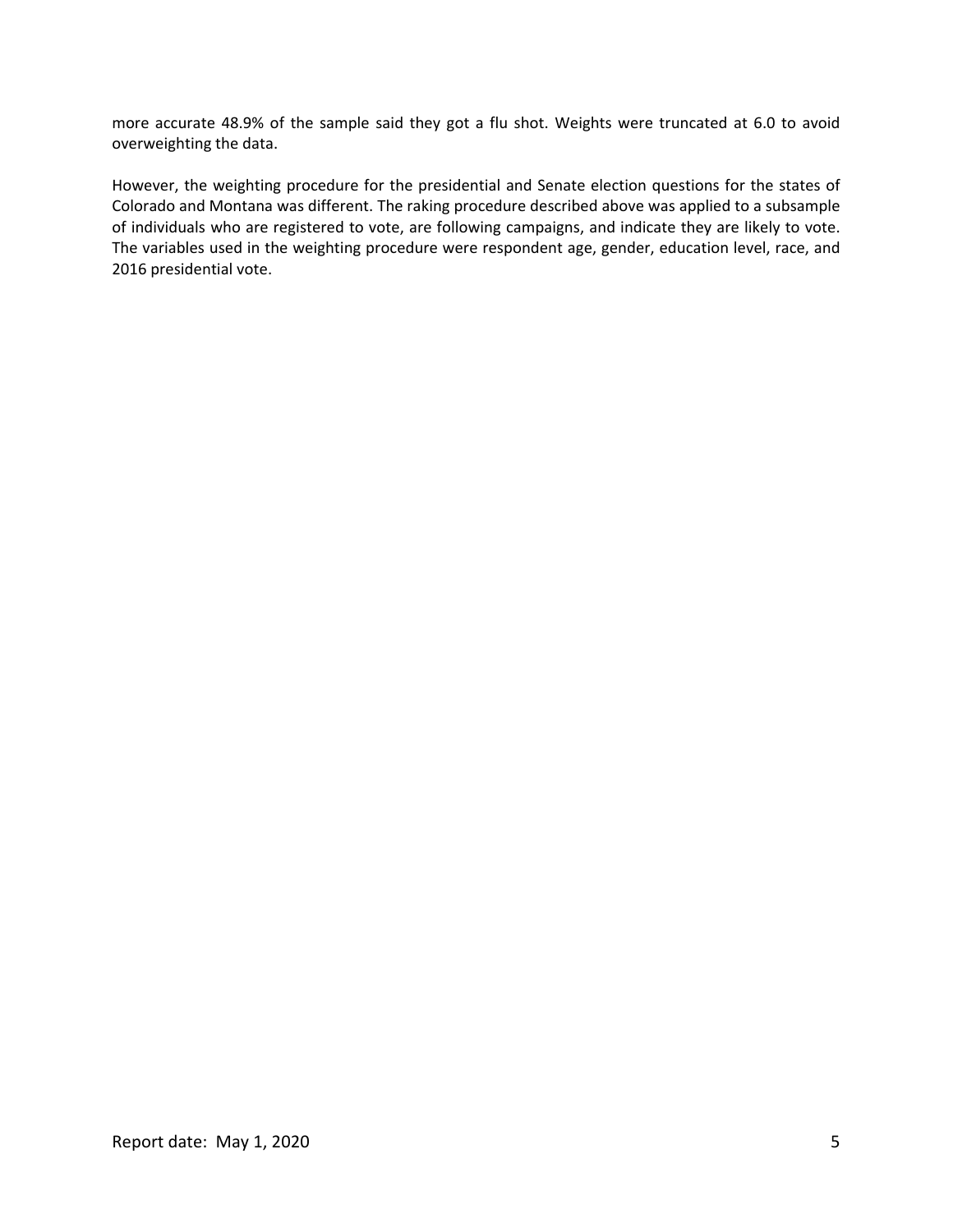more accurate 48.9% of the sample said they got a flu shot. Weights were truncated at 6.0 to avoid overweighting the data.

However, the weighting procedure for the presidential and Senate election questions for the states of Colorado and Montana was different. The raking procedure described above was applied to a subsample of individuals who are registered to vote, are following campaigns, and indicate they are likely to vote. The variables used in the weighting procedure were respondent age, gender, education level, race, and 2016 presidential vote.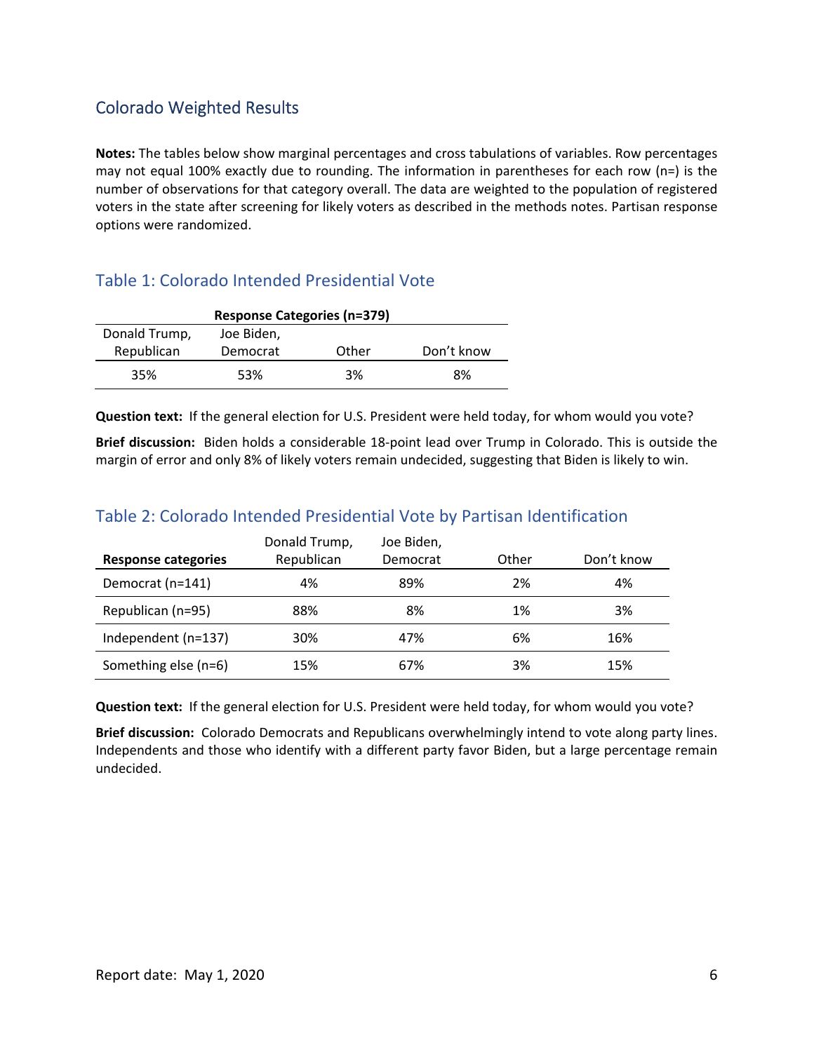## Colorado Weighted Results

**Notes:** The tables below show marginal percentages and cross tabulations of variables. Row percentages may not equal 100% exactly due to rounding. The information in parentheses for each row (n=) is the number of observations for that category overall. The data are weighted to the population of registered voters in the state after screening for likely voters as described in the methods notes. Partisan response options were randomized.

### Table 1: Colorado Intended Presidential Vote

| Response Categories (n=379) | | | |
|---|---|---|---|
| Donald Trump, Republican | Joe Biden, Democrat | Other | Don't know |
| 35% | 53% | 3% | 8% |

**Question text:** If the general election for U.S. President were held today, for whom would you vote?

**Brief discussion:** Biden holds a considerable 18-point lead over Trump in Colorado. This is outside the margin of error and only 8% of likely voters remain undecided, suggesting that Biden is likely to win.

### Table 2: Colorado Intended Presidential Vote by Partisan Identification

| Response categories | Donald Trump, Republican | Joe Biden, Democrat | Other | Don't know |
|---|---|---|---|---|
| Democrat (n=141) | 4% | 89% | 2% | 4% |
| Republican (n=95) | 88% | 8% | 1% | 3% |
| Independent (n=137) | 30% | 47% | 6% | 16% |
| Something else (n=6) | 15% | 67% | 3% | 15% |

**Question text:** If the general election for U.S. President were held today, for whom would you vote?

**Brief discussion:** Colorado Democrats and Republicans overwhelmingly intend to vote along party lines. Independents and those who identify with a different party favor Biden, but a large percentage remain undecided.

Report date: May 1, 2020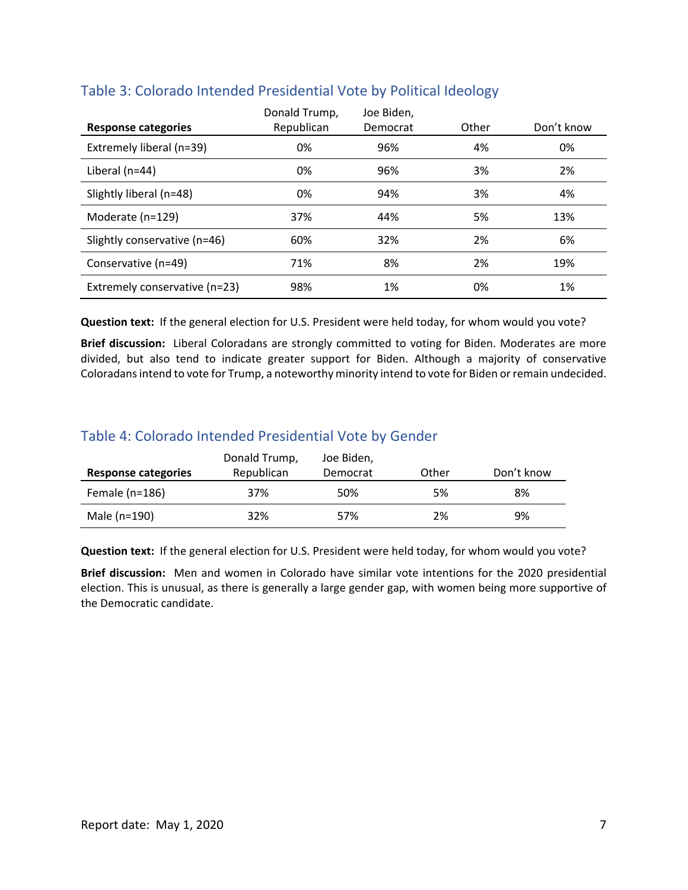## Table 3: Colorado Intended Presidential Vote by Political Ideology

| Response categories | Donald Trump, Republican | Joe Biden, Democrat | Other | Don't know |
|---|---|---|---|---|
| Extremely liberal (n=39) | 0% | 96% | 4% | 0% |
| Liberal (n=44) | 0% | 96% | 3% | 2% |
| Slightly liberal (n=48) | 0% | 94% | 3% | 4% |
| Moderate (n=129) | 37% | 44% | 5% | 13% |
| Slightly conservative (n=46) | 60% | 32% | 2% | 6% |
| Conservative (n=49) | 71% | 8% | 2% | 19% |
| Extremely conservative (n=23) | 98% | 1% | 0% | 1% |

**Question text:** If the general election for U.S. President were held today, for whom would you vote?

**Brief discussion:** Liberal Coloradans are strongly committed to voting for Biden. Moderates are more divided, but also tend to indicate greater support for Biden. Although a majority of conservative Coloradans intend to vote for Trump, a noteworthy minority intend to vote for Biden or remain undecided.

## Table 4: Colorado Intended Presidential Vote by Gender

| Response categories | Donald Trump, Republican | Joe Biden, Democrat | Other | Don't know |
|---|---|---|---|---|
| Female (n=186) | 37% | 50% | 5% | 8% |
| Male (n=190) | 32% | 57% | 2% | 9% |

**Question text:** If the general election for U.S. President were held today, for whom would you vote?

**Brief discussion:** Men and women in Colorado have similar vote intentions for the 2020 presidential election. This is unusual, as there is generally a large gender gap, with women being more supportive of the Democratic candidate.

Report date: May 1, 2020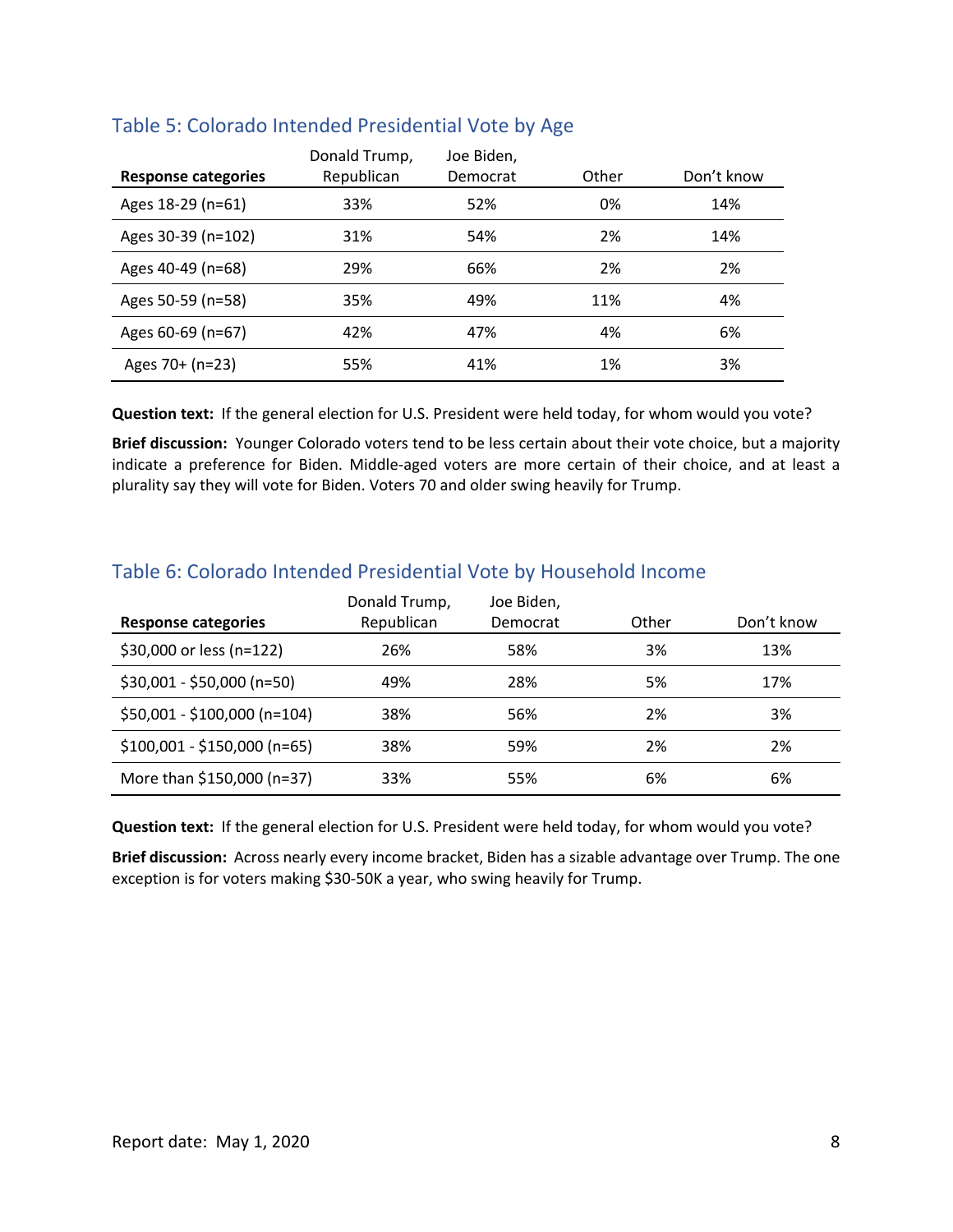## Table 5: Colorado Intended Presidential Vote by Age

| Response categories | Donald Trump, Republican | Joe Biden, Democrat | Other | Don't know |
|---|---|---|---|---|
| Ages 18-29 (n=61) | 33% | 52% | 0% | 14% |
| Ages 30-39 (n=102) | 31% | 54% | 2% | 14% |
| Ages 40-49 (n=68) | 29% | 66% | 2% | 2% |
| Ages 50-59 (n=58) | 35% | 49% | 11% | 4% |
| Ages 60-69 (n=67) | 42% | 47% | 4% | 6% |
| Ages 70+ (n=23) | 55% | 41% | 1% | 3% |

**Question text:** If the general election for U.S. President were held today, for whom would you vote?

**Brief discussion:** Younger Colorado voters tend to be less certain about their vote choice, but a majority indicate a preference for Biden. Middle-aged voters are more certain of their choice, and at least a plurality say they will vote for Biden. Voters 70 and older swing heavily for Trump.

## Table 6: Colorado Intended Presidential Vote by Household Income

| Response categories | Donald Trump, Republican | Joe Biden, Democrat | Other | Don't know |
|---|---|---|---|---|
| $30,000 or less (n=122) | 26% | 58% | 3% | 13% |
| $30,001 - $50,000 (n=50) | 49% | 28% | 5% | 17% |
| $50,001 - $100,000 (n=104) | 38% | 56% | 2% | 3% |
| $100,001 - $150,000 (n=65) | 38% | 59% | 2% | 2% |
| More than $150,000 (n=37) | 33% | 55% | 6% | 6% |

**Question text:** If the general election for U.S. President were held today, for whom would you vote?

**Brief discussion:** Across nearly every income bracket, Biden has a sizable advantage over Trump. The one exception is for voters making $30-50K a year, who swing heavily for Trump.

Report date: May 1, 2020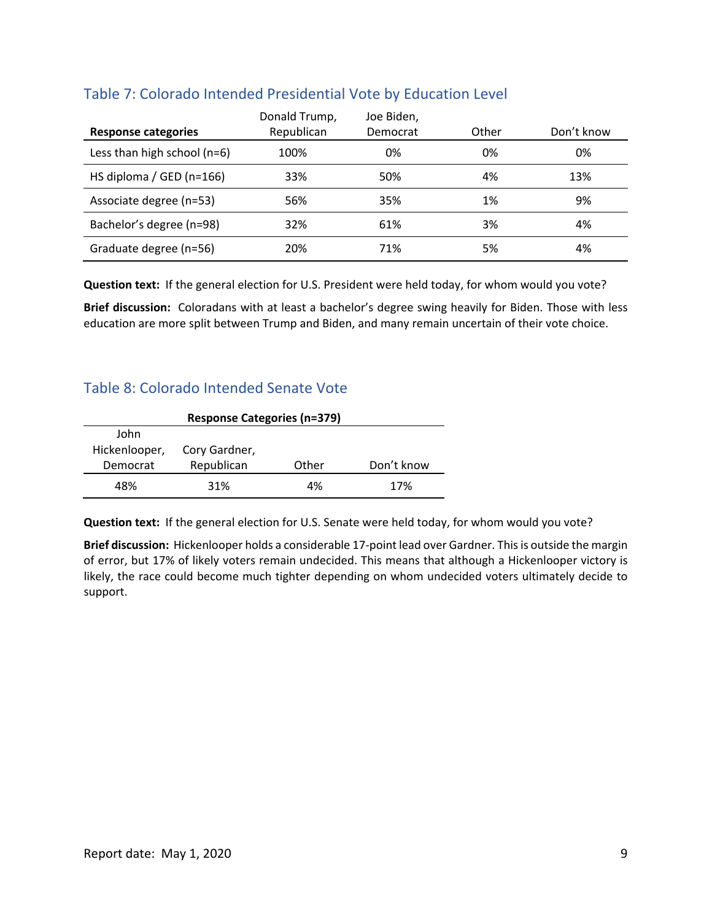## Table 7: Colorado Intended Presidential Vote by Education Level

| Response categories | Donald Trump, Republican | Joe Biden, Democrat | Other | Don't know |
|---|---|---|---|---|
| Less than high school (n=6) | 100% | 0% | 0% | 0% |
| HS diploma / GED (n=166) | 33% | 50% | 4% | 13% |
| Associate degree (n=53) | 56% | 35% | 1% | 9% |
| Bachelor's degree (n=98) | 32% | 61% | 3% | 4% |
| Graduate degree (n=56) | 20% | 71% | 5% | 4% |

**Question text:** If the general election for U.S. President were held today, for whom would you vote?

**Brief discussion:** Coloradans with at least a bachelor's degree swing heavily for Biden. Those with less education are more split between Trump and Biden, and many remain uncertain of their vote choice.

## Table 8: Colorado Intended Senate Vote

| Response Categories (n=379) | | | |
|---|---|---|---|
| John Hickenlooper, Democrat | Cory Gardner, Republican | Other | Don't know |
| 48% | 31% | 4% | 17% |

**Question text:** If the general election for U.S. Senate were held today, for whom would you vote?

**Brief discussion:** Hickenlooper holds a considerable 17-point lead over Gardner. This is outside the margin of error, but 17% of likely voters remain undecided. This means that although a Hickenlooper victory is likely, the race could become much tighter depending on whom undecided voters ultimately decide to support.

Report date: May 1, 2020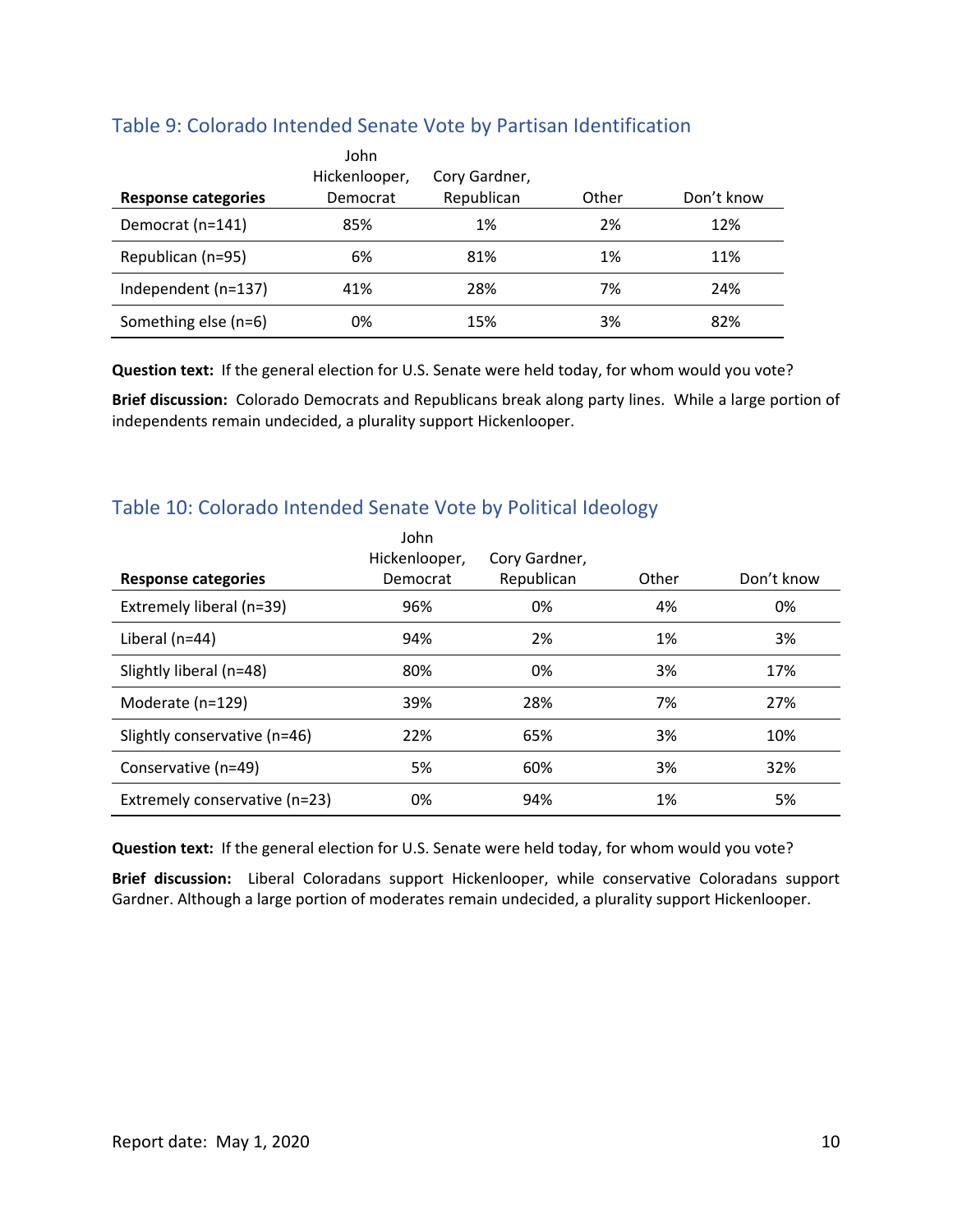## Table 9: Colorado Intended Senate Vote by Partisan Identification

| Response categories | John Hickenlooper, Democrat | Cory Gardner, Republican | Other | Don't know |
|---|---|---|---|---|
| Democrat (n=141) | 85% | 1% | 2% | 12% |
| Republican (n=95) | 6% | 81% | 1% | 11% |
| Independent (n=137) | 41% | 28% | 7% | 24% |
| Something else (n=6) | 0% | 15% | 3% | 82% |

**Question text:** If the general election for U.S. Senate were held today, for whom would you vote?

**Brief discussion:** Colorado Democrats and Republicans break along party lines. While a large portion of independents remain undecided, a plurality support Hickenlooper.

## Table 10: Colorado Intended Senate Vote by Political Ideology

| Response categories | John Hickenlooper, Democrat | Cory Gardner, Republican | Other | Don't know |
|---|---|---|---|---|
| Extremely liberal (n=39) | 96% | 0% | 4% | 0% |
| Liberal (n=44) | 94% | 2% | 1% | 3% |
| Slightly liberal (n=48) | 80% | 0% | 3% | 17% |
| Moderate (n=129) | 39% | 28% | 7% | 27% |
| Slightly conservative (n=46) | 22% | 65% | 3% | 10% |
| Conservative (n=49) | 5% | 60% | 3% | 32% |
| Extremely conservative (n=23) | 0% | 94% | 1% | 5% |

**Question text:** If the general election for U.S. Senate were held today, for whom would you vote?

**Brief discussion:** Liberal Coloradans support Hickenlooper, while conservative Coloradans support Gardner. Although a large portion of moderates remain undecided, a plurality support Hickenlooper.

Report date: May 1, 2020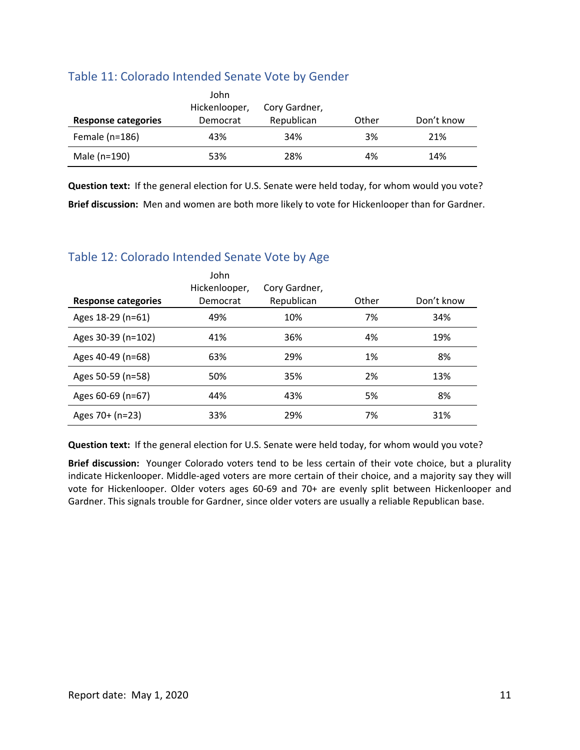## Table 11: Colorado Intended Senate Vote by Gender

| Response categories | John Hickenlooper, Democrat | Cory Gardner, Republican | Other | Don't know |
|---|---|---|---|---|
| Female (n=186) | 43% | 34% | 3% | 21% |
| Male (n=190) | 53% | 28% | 4% | 14% |

**Question text:** If the general election for U.S. Senate were held today, for whom would you vote?

**Brief discussion:** Men and women are both more likely to vote for Hickenlooper than for Gardner.

## Table 12: Colorado Intended Senate Vote by Age

| Response categories | John Hickenlooper, Democrat | Cory Gardner, Republican | Other | Don't know |
|---|---|---|---|---|
| Ages 18-29 (n=61) | 49% | 10% | 7% | 34% |
| Ages 30-39 (n=102) | 41% | 36% | 4% | 19% |
| Ages 40-49 (n=68) | 63% | 29% | 1% | 8% |
| Ages 50-59 (n=58) | 50% | 35% | 2% | 13% |
| Ages 60-69 (n=67) | 44% | 43% | 5% | 8% |
| Ages 70+ (n=23) | 33% | 29% | 7% | 31% |

**Question text:** If the general election for U.S. Senate were held today, for whom would you vote?

**Brief discussion:** Younger Colorado voters tend to be less certain of their vote choice, but a plurality indicate Hickenlooper. Middle-aged voters are more certain of their choice, and a majority say they will vote for Hickenlooper. Older voters ages 60-69 and 70+ are evenly split between Hickenlooper and Gardner. This signals trouble for Gardner, since older voters are usually a reliable Republican base.

Report date: May 1, 2020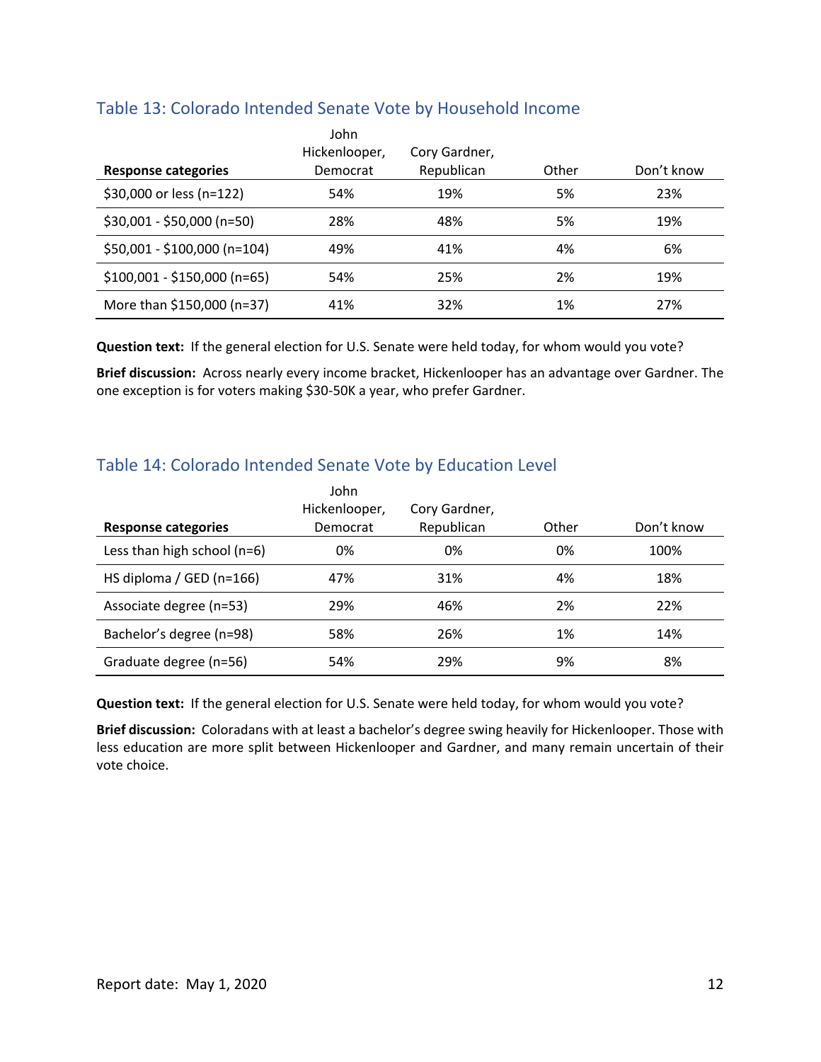## Table 13: Colorado Intended Senate Vote by Household Income

| Response categories | John Hickenlooper, Democrat | Cory Gardner, Republican | Other | Don't know |
|---|---|---|---|---|
| $30,000 or less (n=122) | 54% | 19% | 5% | 23% |
| $30,001 - $50,000 (n=50) | 28% | 48% | 5% | 19% |
| $50,001 - $100,000 (n=104) | 49% | 41% | 4% | 6% |
| $100,001 - $150,000 (n=65) | 54% | 25% | 2% | 19% |
| More than $150,000 (n=37) | 41% | 32% | 1% | 27% |

**Question text:** If the general election for U.S. Senate were held today, for whom would you vote?

**Brief discussion:** Across nearly every income bracket, Hickenlooper has an advantage over Gardner. The one exception is for voters making $30-50K a year, who prefer Gardner.

## Table 14: Colorado Intended Senate Vote by Education Level

| Response categories | John Hickenlooper, Democrat | Cory Gardner, Republican | Other | Don't know |
|---|---|---|---|---|
| Less than high school (n=6) | 0% | 0% | 0% | 100% |
| HS diploma / GED (n=166) | 47% | 31% | 4% | 18% |
| Associate degree (n=53) | 29% | 46% | 2% | 22% |
| Bachelor's degree (n=98) | 58% | 26% | 1% | 14% |
| Graduate degree (n=56) | 54% | 29% | 9% | 8% |

**Question text:** If the general election for U.S. Senate were held today, for whom would you vote?

**Brief discussion:** Coloradans with at least a bachelor's degree swing heavily for Hickenlooper. Those with less education are more split between Hickenlooper and Gardner, and many remain uncertain of their vote choice.

Report date: May 1, 2020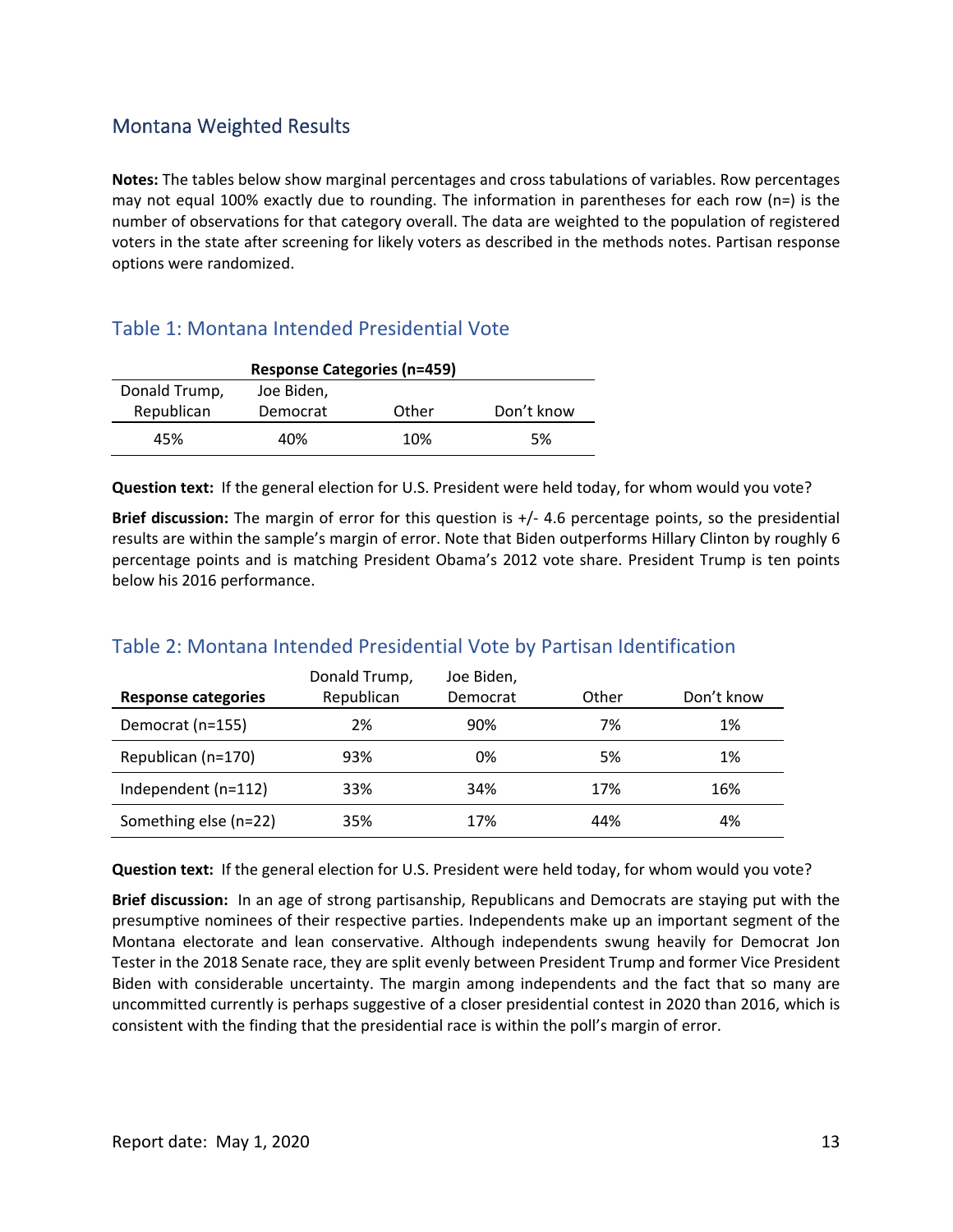## Montana Weighted Results

**Notes:** The tables below show marginal percentages and cross tabulations of variables. Row percentages may not equal 100% exactly due to rounding. The information in parentheses for each row (n=) is the number of observations for that category overall. The data are weighted to the population of registered voters in the state after screening for likely voters as described in the methods notes. Partisan response options were randomized.

### Table 1: Montana Intended Presidential Vote

| Response Categories (n=459) | | | |
|---|---|---|---|
| Donald Trump, Republican | Joe Biden, Democrat | Other | Don't know |
| 45% | 40% | 10% | 5% |

**Question text:** If the general election for U.S. President were held today, for whom would you vote?

**Brief discussion:** The margin of error for this question is +/- 4.6 percentage points, so the presidential results are within the sample's margin of error. Note that Biden outperforms Hillary Clinton by roughly 6 percentage points and is matching President Obama's 2012 vote share. President Trump is ten points below his 2016 performance.

### Table 2: Montana Intended Presidential Vote by Partisan Identification

| Response categories | Donald Trump, Republican | Joe Biden, Democrat | Other | Don't know |
|---|---|---|---|---|
| Democrat (n=155) | 2% | 90% | 7% | 1% |
| Republican (n=170) | 93% | 0% | 5% | 1% |
| Independent (n=112) | 33% | 34% | 17% | 16% |
| Something else (n=22) | 35% | 17% | 44% | 4% |

**Question text:** If the general election for U.S. President were held today, for whom would you vote?

**Brief discussion:** In an age of strong partisanship, Republicans and Democrats are staying put with the presumptive nominees of their respective parties. Independents make up an important segment of the Montana electorate and lean conservative. Although independents swung heavily for Democrat Jon Tester in the 2018 Senate race, they are split evenly between President Trump and former Vice President Biden with considerable uncertainty. The margin among independents and the fact that so many are uncommitted currently is perhaps suggestive of a closer presidential contest in 2020 than 2016, which is consistent with the finding that the presidential race is within the poll's margin of error.

Report date: May 1, 2020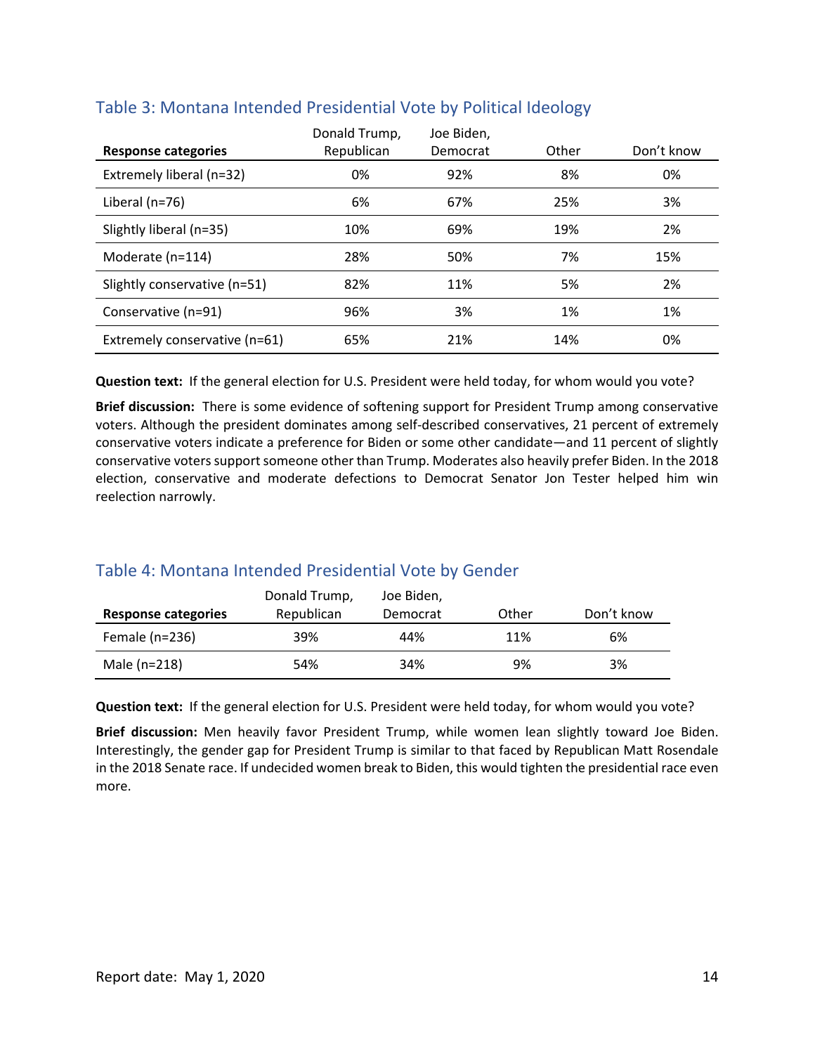## Table 3: Montana Intended Presidential Vote by Political Ideology

| Response categories | Donald Trump, Republican | Joe Biden, Democrat | Other | Don't know |
|---|---|---|---|---|
| Extremely liberal (n=32) | 0% | 92% | 8% | 0% |
| Liberal (n=76) | 6% | 67% | 25% | 3% |
| Slightly liberal (n=35) | 10% | 69% | 19% | 2% |
| Moderate (n=114) | 28% | 50% | 7% | 15% |
| Slightly conservative (n=51) | 82% | 11% | 5% | 2% |
| Conservative (n=91) | 96% | 3% | 1% | 1% |
| Extremely conservative (n=61) | 65% | 21% | 14% | 0% |

**Question text:** If the general election for U.S. President were held today, for whom would you vote?

**Brief discussion:** There is some evidence of softening support for President Trump among conservative voters. Although the president dominates among self-described conservatives, 21 percent of extremely conservative voters indicate a preference for Biden or some other candidate—and 11 percent of slightly conservative voters support someone other than Trump. Moderates also heavily prefer Biden. In the 2018 election, conservative and moderate defections to Democrat Senator Jon Tester helped him win reelection narrowly.

## Table 4: Montana Intended Presidential Vote by Gender

| Response categories | Donald Trump, Republican | Joe Biden, Democrat | Other | Don't know |
|---|---|---|---|---|
| Female (n=236) | 39% | 44% | 11% | 6% |
| Male (n=218) | 54% | 34% | 9% | 3% |

**Question text:** If the general election for U.S. President were held today, for whom would you vote?

**Brief discussion:** Men heavily favor President Trump, while women lean slightly toward Joe Biden. Interestingly, the gender gap for President Trump is similar to that faced by Republican Matt Rosendale in the 2018 Senate race. If undecided women break to Biden, this would tighten the presidential race even more.

Report date: May 1, 2020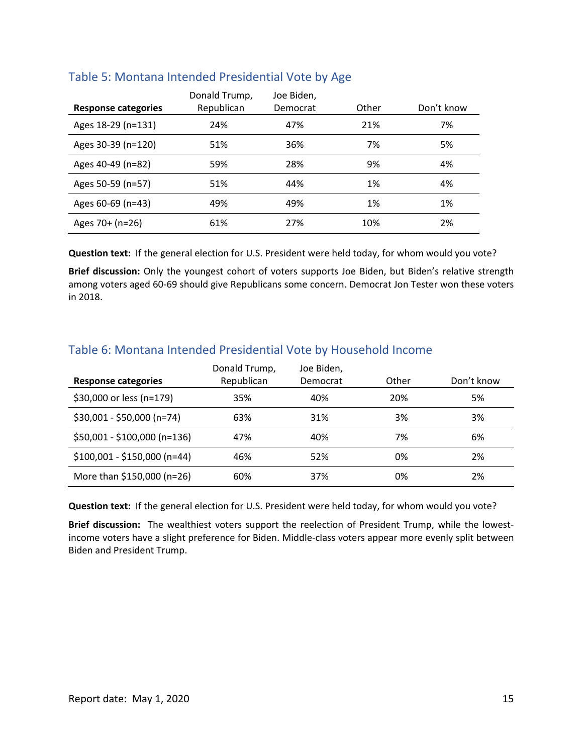## Table 5: Montana Intended Presidential Vote by Age

| Response categories | Donald Trump, Republican | Joe Biden, Democrat | Other | Don't know |
|---|---|---|---|---|
| Ages 18-29 (n=131) | 24% | 47% | 21% | 7% |
| Ages 30-39 (n=120) | 51% | 36% | 7% | 5% |
| Ages 40-49 (n=82) | 59% | 28% | 9% | 4% |
| Ages 50-59 (n=57) | 51% | 44% | 1% | 4% |
| Ages 60-69 (n=43) | 49% | 49% | 1% | 1% |
| Ages 70+ (n=26) | 61% | 27% | 10% | 2% |

**Question text:** If the general election for U.S. President were held today, for whom would you vote?

**Brief discussion:** Only the youngest cohort of voters supports Joe Biden, but Biden's relative strength among voters aged 60-69 should give Republicans some concern. Democrat Jon Tester won these voters in 2018.

## Table 6: Montana Intended Presidential Vote by Household Income

| Response categories | Donald Trump, Republican | Joe Biden, Democrat | Other | Don't know |
|---|---|---|---|---|
| $30,000 or less (n=179) | 35% | 40% | 20% | 5% |
| $30,001 - $50,000 (n=74) | 63% | 31% | 3% | 3% |
| $50,001 - $100,000 (n=136) | 47% | 40% | 7% | 6% |
| $100,001 - $150,000 (n=44) | 46% | 52% | 0% | 2% |
| More than $150,000 (n=26) | 60% | 37% | 0% | 2% |

**Question text:** If the general election for U.S. President were held today, for whom would you vote?

**Brief discussion:** The wealthiest voters support the reelection of President Trump, while the lowest-income voters have a slight preference for Biden. Middle-class voters appear more evenly split between Biden and President Trump.

Report date: May 1, 2020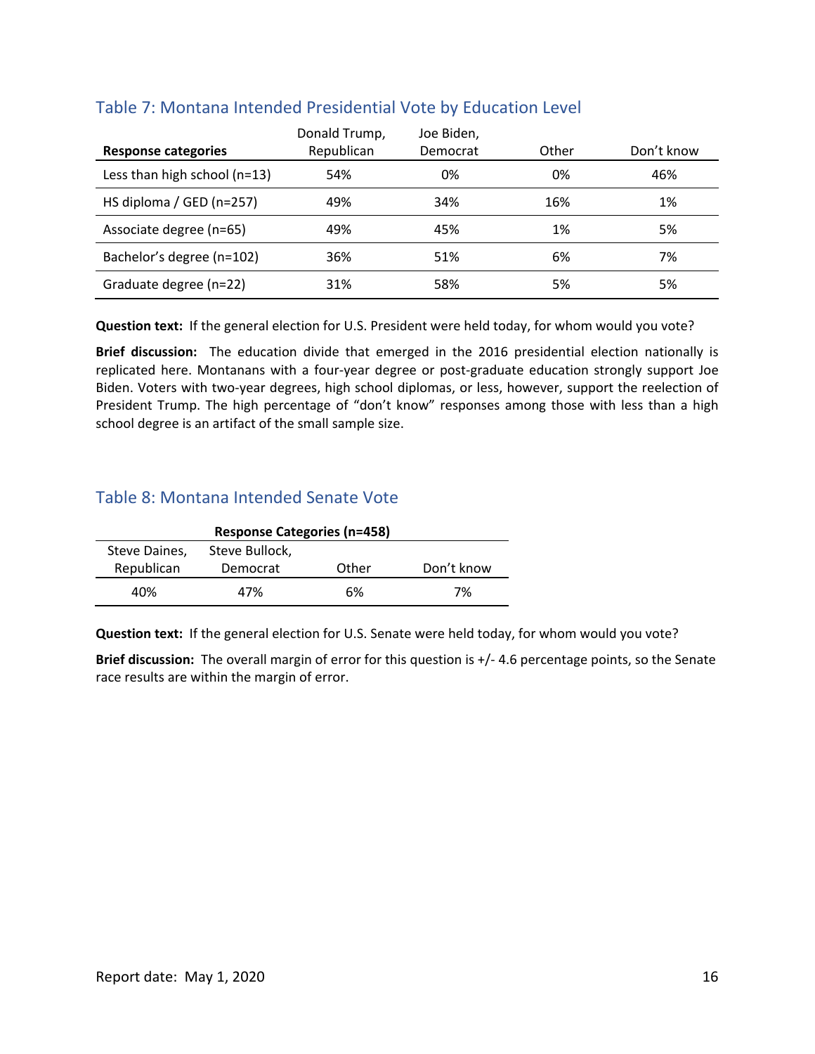## Table 7: Montana Intended Presidential Vote by Education Level

| Response categories | Donald Trump, Republican | Joe Biden, Democrat | Other | Don't know |
|---|---|---|---|---|
| Less than high school (n=13) | 54% | 0% | 0% | 46% |
| HS diploma / GED (n=257) | 49% | 34% | 16% | 1% |
| Associate degree (n=65) | 49% | 45% | 1% | 5% |
| Bachelor's degree (n=102) | 36% | 51% | 6% | 7% |
| Graduate degree (n=22) | 31% | 58% | 5% | 5% |

**Question text:** If the general election for U.S. President were held today, for whom would you vote?

**Brief discussion:** The education divide that emerged in the 2016 presidential election nationally is replicated here. Montanans with a four-year degree or post-graduate education strongly support Joe Biden. Voters with two-year degrees, high school diplomas, or less, however, support the reelection of President Trump. The high percentage of "don't know" responses among those with less than a high school degree is an artifact of the small sample size.

## Table 8: Montana Intended Senate Vote

| Response Categories (n=458) | | | |
|---|---|---|---|
| Steve Daines, Republican | Steve Bullock, Democrat | Other | Don't know |
| 40% | 47% | 6% | 7% |

**Question text:** If the general election for U.S. Senate were held today, for whom would you vote?

**Brief discussion:** The overall margin of error for this question is +/- 4.6 percentage points, so the Senate race results are within the margin of error.

Report date: May 1, 2020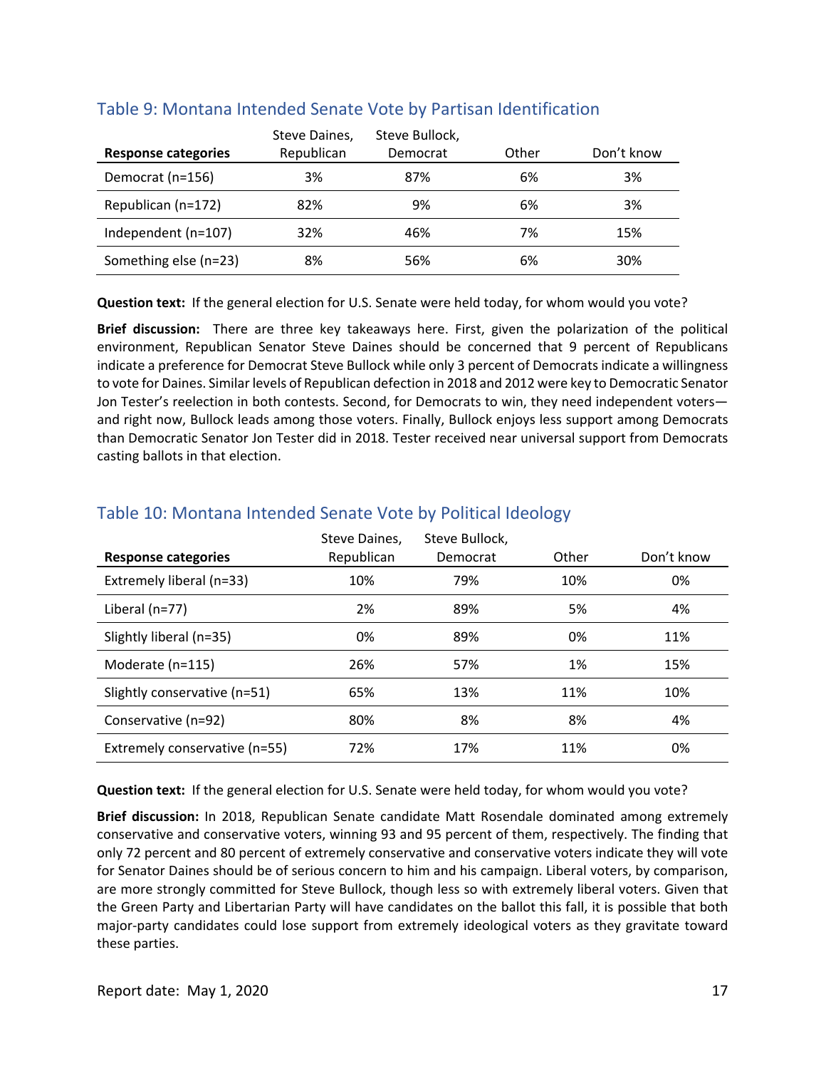## Table 9: Montana Intended Senate Vote by Partisan Identification

| Response categories | Steve Daines, Republican | Steve Bullock, Democrat | Other | Don't know |
|---|---|---|---|---|
| Democrat (n=156) | 3% | 87% | 6% | 3% |
| Republican (n=172) | 82% | 9% | 6% | 3% |
| Independent (n=107) | 32% | 46% | 7% | 15% |
| Something else (n=23) | 8% | 56% | 6% | 30% |

**Question text:** If the general election for U.S. Senate were held today, for whom would you vote?

**Brief discussion:** There are three key takeaways here. First, given the polarization of the political environment, Republican Senator Steve Daines should be concerned that 9 percent of Republicans indicate a preference for Democrat Steve Bullock while only 3 percent of Democrats indicate a willingness to vote for Daines. Similar levels of Republican defection in 2018 and 2012 were key to Democratic Senator Jon Tester's reelection in both contests. Second, for Democrats to win, they need independent voters—and right now, Bullock leads among those voters. Finally, Bullock enjoys less support among Democrats than Democratic Senator Jon Tester did in 2018. Tester received near universal support from Democrats casting ballots in that election.

## Table 10: Montana Intended Senate Vote by Political Ideology

| Response categories | Steve Daines, Republican | Steve Bullock, Democrat | Other | Don't know |
|---|---|---|---|---|
| Extremely liberal (n=33) | 10% | 79% | 10% | 0% |
| Liberal (n=77) | 2% | 89% | 5% | 4% |
| Slightly liberal (n=35) | 0% | 89% | 0% | 11% |
| Moderate (n=115) | 26% | 57% | 1% | 15% |
| Slightly conservative (n=51) | 65% | 13% | 11% | 10% |
| Conservative (n=92) | 80% | 8% | 8% | 4% |
| Extremely conservative (n=55) | 72% | 17% | 11% | 0% |

**Question text:** If the general election for U.S. Senate were held today, for whom would you vote?

**Brief discussion:** In 2018, Republican Senate candidate Matt Rosendale dominated among extremely conservative and conservative voters, winning 93 and 95 percent of them, respectively. The finding that only 72 percent and 80 percent of extremely conservative and conservative voters indicate they will vote for Senator Daines should be of serious concern to him and his campaign. Liberal voters, by comparison, are more strongly committed for Steve Bullock, though less so with extremely liberal voters. Given that the Green Party and Libertarian Party will have candidates on the ballot this fall, it is possible that both major-party candidates could lose support from extremely ideological voters as they gravitate toward these parties.

Report date: May 1, 2020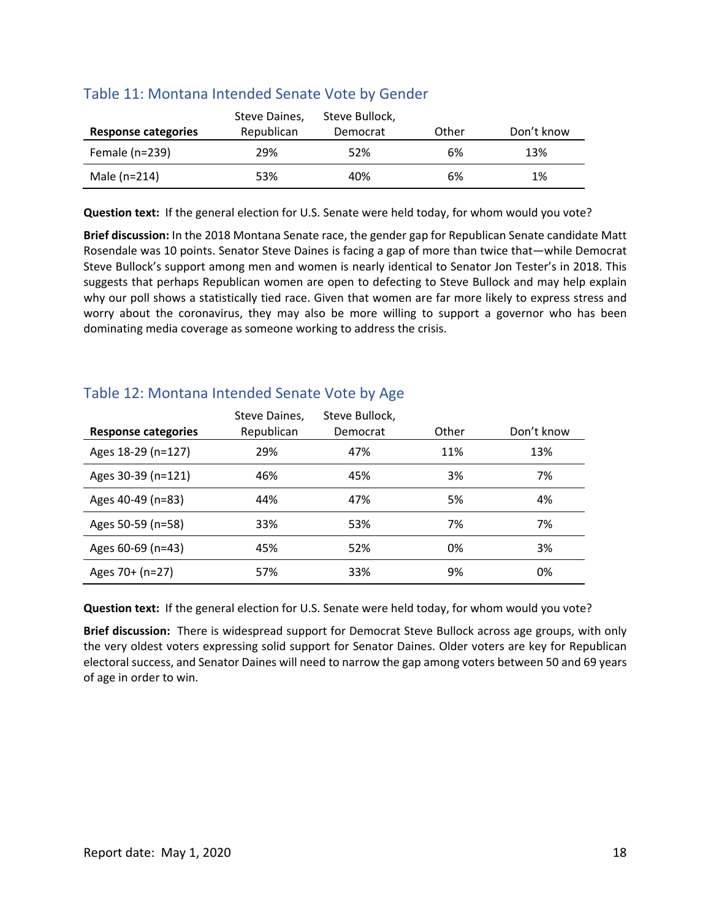## Table 11: Montana Intended Senate Vote by Gender

| Response categories | Steve Daines, Republican | Steve Bullock, Democrat | Other | Don't know |
|---|---|---|---|---|
| Female (n=239) | 29% | 52% | 6% | 13% |
| Male (n=214) | 53% | 40% | 6% | 1% |

**Question text:** If the general election for U.S. Senate were held today, for whom would you vote?

**Brief discussion:** In the 2018 Montana Senate race, the gender gap for Republican Senate candidate Matt Rosendale was 10 points. Senator Steve Daines is facing a gap of more than twice that—while Democrat Steve Bullock's support among men and women is nearly identical to Senator Jon Tester's in 2018. This suggests that perhaps Republican women are open to defecting to Steve Bullock and may help explain why our poll shows a statistically tied race. Given that women are far more likely to express stress and worry about the coronavirus, they may also be more willing to support a governor who has been dominating media coverage as someone working to address the crisis.

## Table 12: Montana Intended Senate Vote by Age

| Response categories | Steve Daines, Republican | Steve Bullock, Democrat | Other | Don't know |
|---|---|---|---|---|
| Ages 18-29 (n=127) | 29% | 47% | 11% | 13% |
| Ages 30-39 (n=121) | 46% | 45% | 3% | 7% |
| Ages 40-49 (n=83) | 44% | 47% | 5% | 4% |
| Ages 50-59 (n=58) | 33% | 53% | 7% | 7% |
| Ages 60-69 (n=43) | 45% | 52% | 0% | 3% |
| Ages 70+ (n=27) | 57% | 33% | 9% | 0% |

**Question text:** If the general election for U.S. Senate were held today, for whom would you vote?

**Brief discussion:** There is widespread support for Democrat Steve Bullock across age groups, with only the very oldest voters expressing solid support for Senator Daines. Older voters are key for Republican electoral success, and Senator Daines will need to narrow the gap among voters between 50 and 69 years of age in order to win.

Report date: May 1, 2020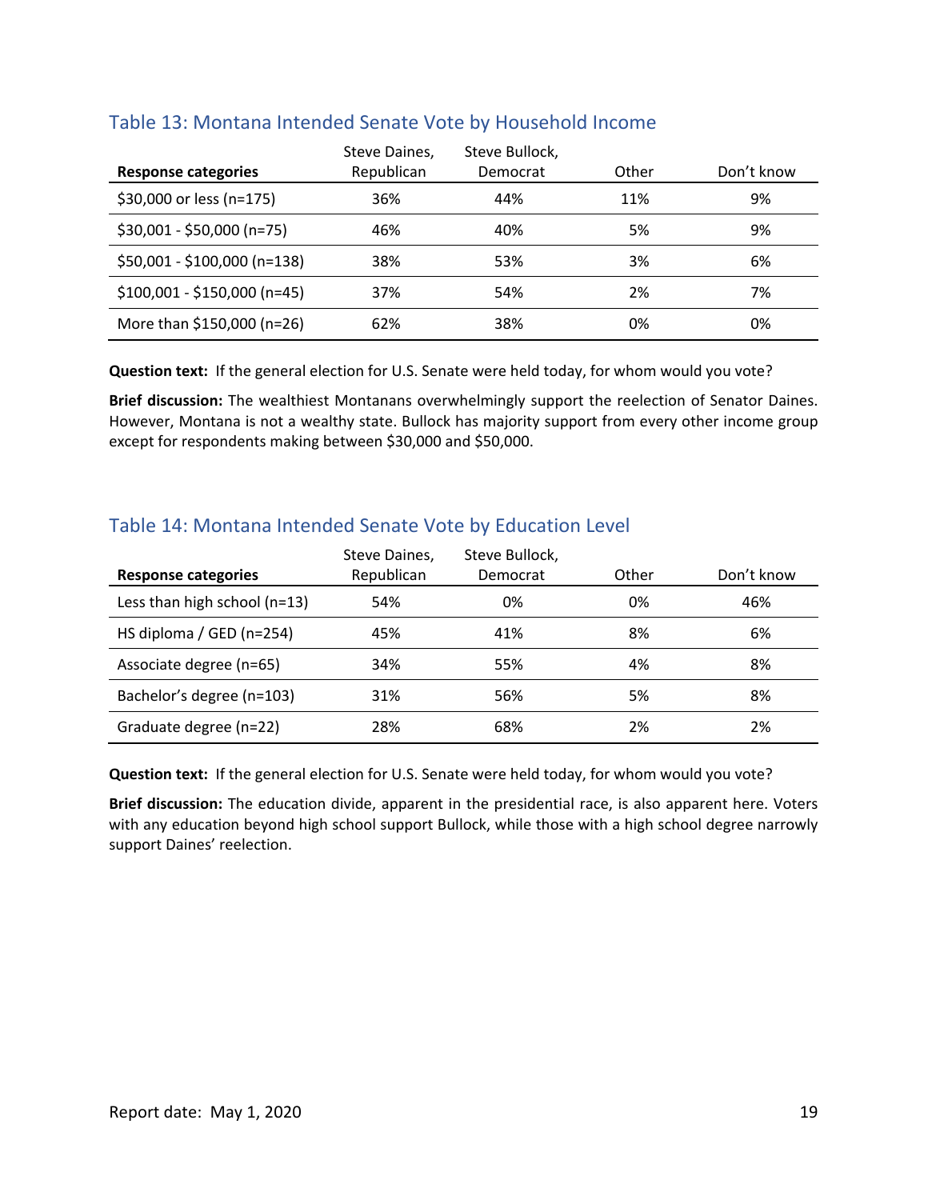## Table 13: Montana Intended Senate Vote by Household Income

| Response categories | Steve Daines, Republican | Steve Bullock, Democrat | Other | Don't know |
|---|---|---|---|---|
| $30,000 or less (n=175) | 36% | 44% | 11% | 9% |
| $30,001 - $50,000 (n=75) | 46% | 40% | 5% | 9% |
| $50,001 - $100,000 (n=138) | 38% | 53% | 3% | 6% |
| $100,001 - $150,000 (n=45) | 37% | 54% | 2% | 7% |
| More than $150,000 (n=26) | 62% | 38% | 0% | 0% |

**Question text:** If the general election for U.S. Senate were held today, for whom would you vote?

**Brief discussion:** The wealthiest Montanans overwhelmingly support the reelection of Senator Daines. However, Montana is not a wealthy state. Bullock has majority support from every other income group except for respondents making between $30,000 and $50,000.

## Table 14: Montana Intended Senate Vote by Education Level

| Response categories | Steve Daines, Republican | Steve Bullock, Democrat | Other | Don't know |
|---|---|---|---|---|
| Less than high school (n=13) | 54% | 0% | 0% | 46% |
| HS diploma / GED (n=254) | 45% | 41% | 8% | 6% |
| Associate degree (n=65) | 34% | 55% | 4% | 8% |
| Bachelor's degree (n=103) | 31% | 56% | 5% | 8% |
| Graduate degree (n=22) | 28% | 68% | 2% | 2% |

**Question text:** If the general election for U.S. Senate were held today, for whom would you vote?

**Brief discussion:** The education divide, apparent in the presidential race, is also apparent here. Voters with any education beyond high school support Bullock, while those with a high school degree narrowly support Daines' reelection.

Report date: May 1, 2020